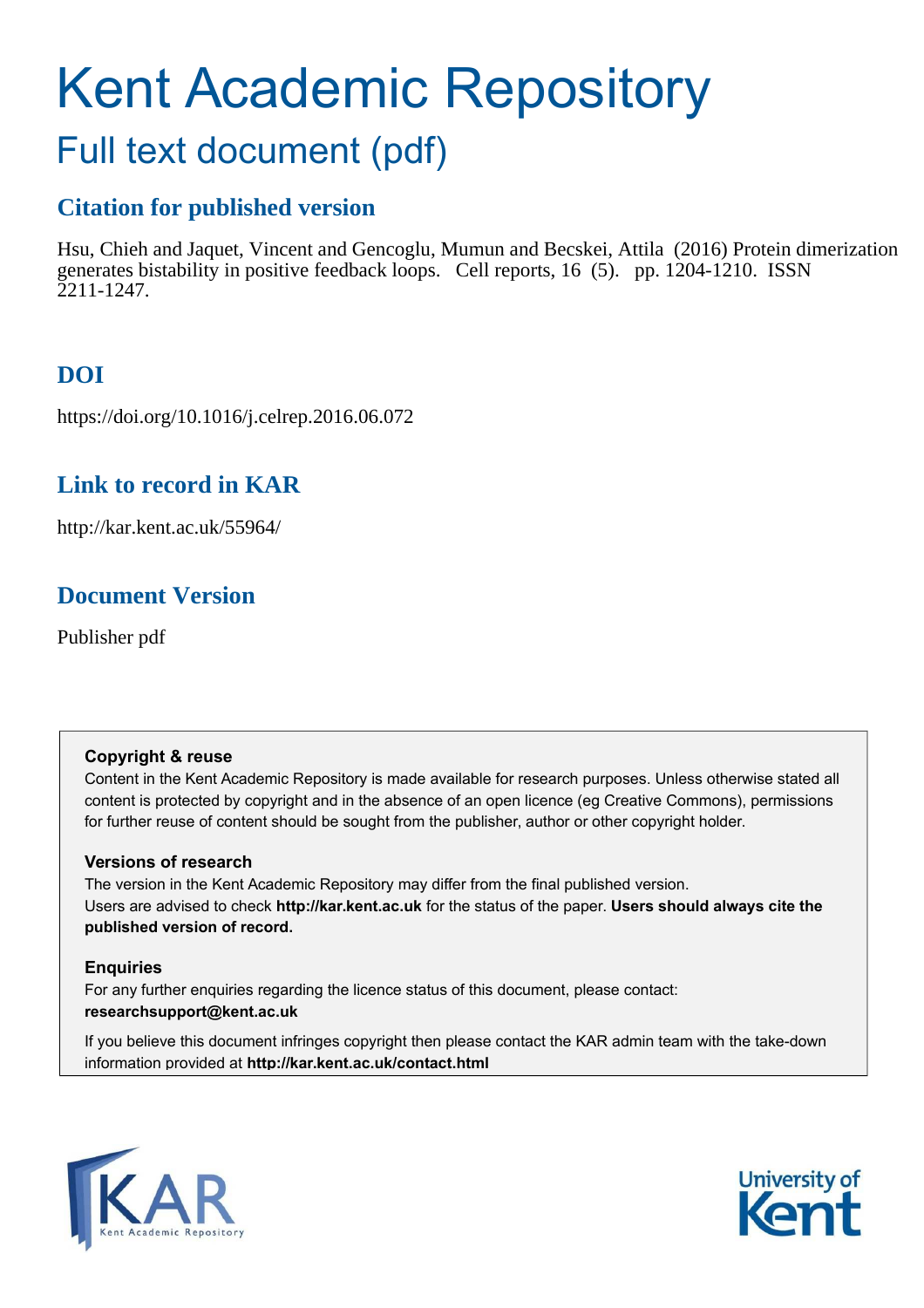# Kent Academic Repository

## Full text document (pdf)

### Citation for published version

Hsu, Chieh and Jaquet, Vincent and Gencoglu, Mumun and Becskei, Attila (2016) Protein dimerization generates bistability in positive feedback loops. Cell reports, 16 (5). pp. 1204-1210. ISSN 2211-1247.

### DOI

https://doi.org/10.1016/j.celrep.2016.06.072

### Link to record in KAR

http://kar.kent.ac.uk/55964/

### Document Version

Publisher pdf

**Copyright & reuse**

Content in the Kent Academic Repository is made available for research purposes. Unless otherwise stated all content is protected by copyright and in the absence of an open licence (eg Creative Commons), permissions for further reuse of content should be sought from the publisher, author or other copyright holder.

**Versions of research**

The version in the Kent Academic Repository may differ from the final published version. Users are advised to check **http://kar.kent.ac.uk** for the status of the paper. **Users should always cite the published version of record.**

**Enquiries**

For any further enquiries regarding the licence status of this document, please contact: **researchsupport@kent.ac.uk**

If you believe this document infringes copyright then please contact the KAR admin team with the take-down information provided at **http://kar.kent.ac.uk/contact.html**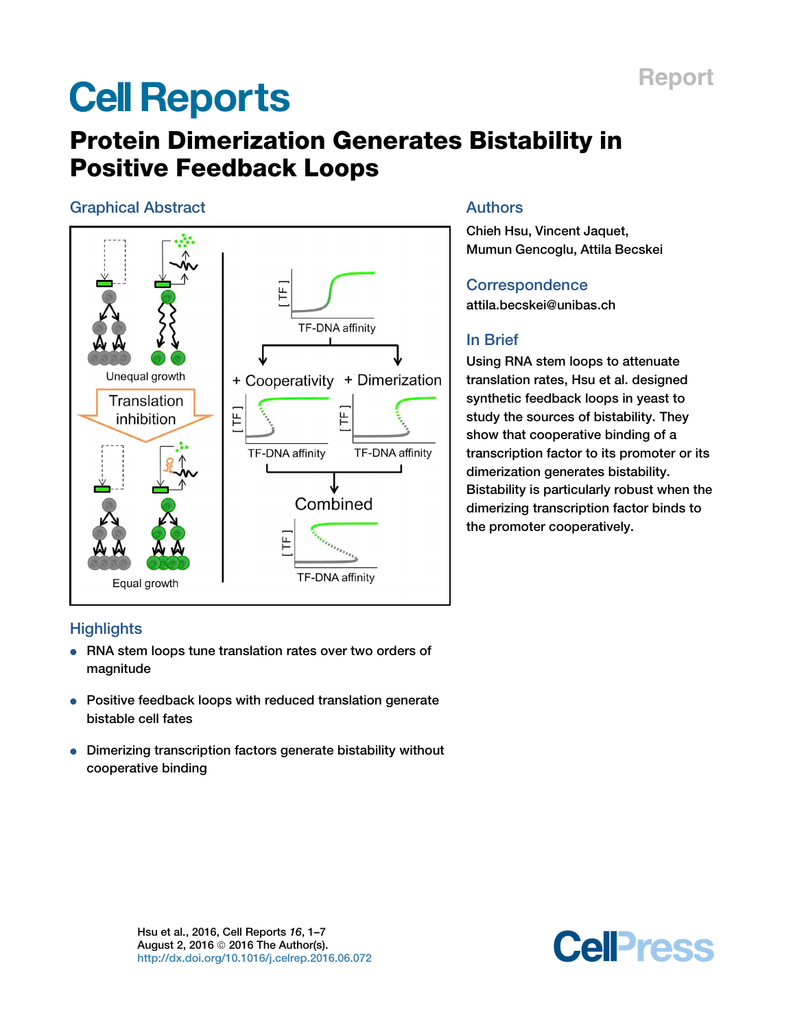Report

# Cell Reports

# Protein Dimerization Generates Bistability in Positive Feedback Loops

## Graphical Abstract

Unequal growth

Translation inhibition

Equal growth

[ TF ]

TF-DNA affinity

+ Cooperativity

+ Dimerization

Combined

## Authors

Chieh Hsu, Vincent Jaquet, Mumun Gencoglu, Attila Becskei

## Correspondence

attila.becskei@unibas.ch

## In Brief

Using RNA stem loops to attenuate translation rates, Hsu et al. designed synthetic feedback loops in yeast to study the sources of bistability. They show that cooperative binding of a transcription factor to its promoter or its dimerization generates bistability. Bistability is particularly robust when the dimerizing transcription factor binds to the promoter cooperatively.

## Highlights

- RNA stem loops tune translation rates over two orders of magnitude
- Positive feedback loops with reduced translation generate bistable cell fates
- Dimerizing transcription factors generate bistability without cooperative binding

Hsu et al., 2016, Cell Reports 16, 1–7
August 2, 2016 © 2016 The Author(s).
http://dx.doi.org/10.1016/j.celrep.2016.06.072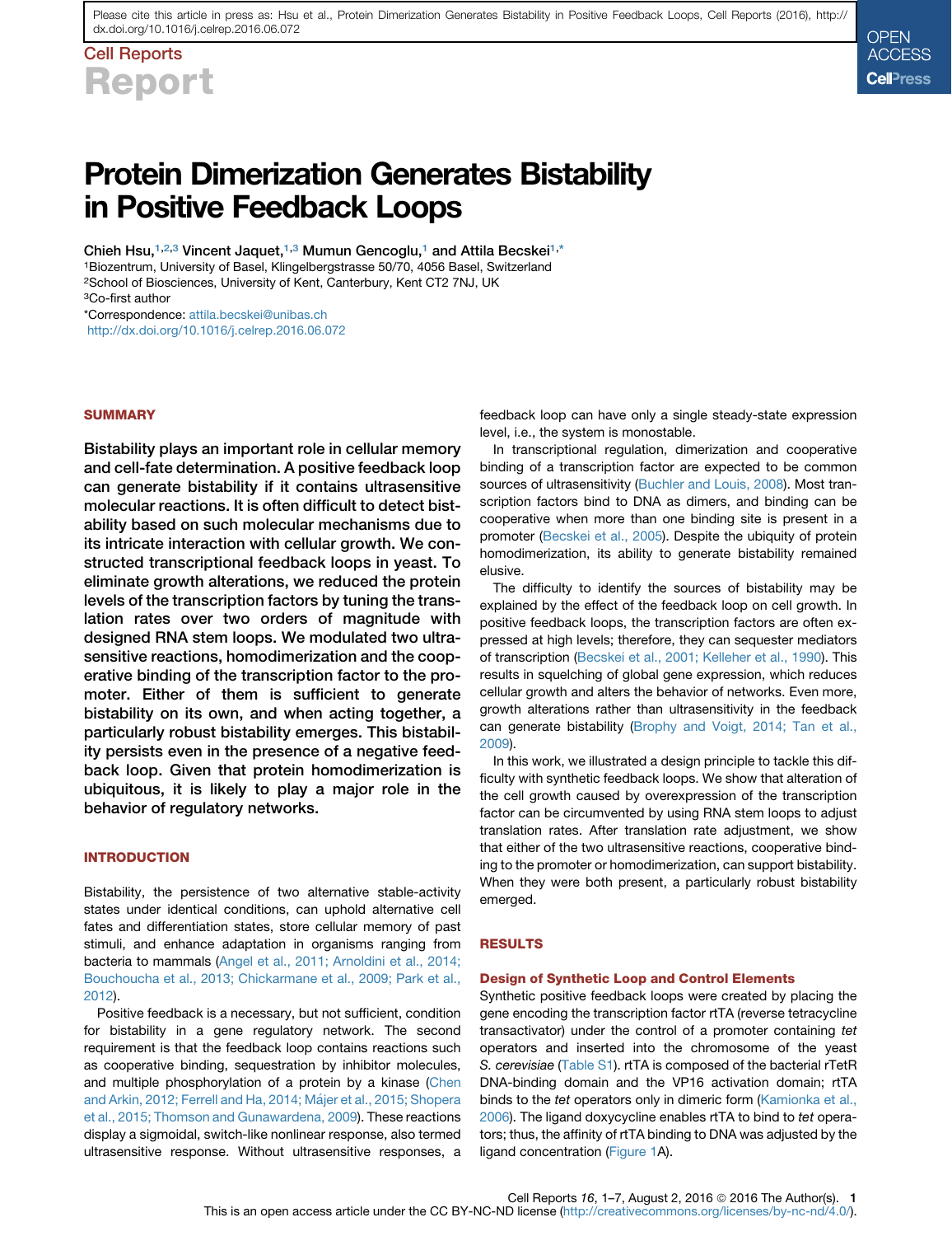# Protein Dimerization Generates Bistability in Positive Feedback Loops

Chieh Hsu,[1,2,3] Vincent Jaquet,[1,3] Mumun Gencoglu,[1] and Attila Becskei[1,*]

[1]Biozentrum, University of Basel, Klingelbergstrasse 50/70, 4056 Basel, Switzerland

[2]School of Biosciences, University of Kent, Canterbury, Kent CT2 7NJ, UK

[3]Co-first author

*Correspondence: attila.becskei@unibas.ch

http://dx.doi.org/10.1016/j.celrep.2016.06.072

## SUMMARY

**Bistability plays an important role in cellular memory and cell-fate determination. A positive feedback loop can generate bistability if it contains ultrasensitive molecular reactions. It is often difficult to detect bistability based on such molecular mechanisms due to its intricate interaction with cellular growth. We constructed transcriptional feedback loops in yeast. To eliminate growth alterations, we reduced the protein levels of the transcription factors by tuning the translation rates over two orders of magnitude with designed RNA stem loops. We modulated two ultrasensitive reactions, homodimerization and the cooperative binding of the transcription factor to the promoter. Either of them is sufficient to generate bistability on its own, and when acting together, a particularly robust bistability emerges. This bistability persists even in the presence of a negative feedback loop. Given that protein homodimerization is ubiquitous, it is likely to play a major role in the behavior of regulatory networks.**

## INTRODUCTION

Bistability, the persistence of two alternative stable-activity states under identical conditions, can uphold alternative cell fates and differentiation states, store cellular memory of past stimuli, and enhance adaptation in organisms ranging from bacteria to mammals (Angel et al., 2011; Arnoldini et al., 2014; Bouchoucha et al., 2013; Chickarmane et al., 2009; Park et al., 2012).

Positive feedback is a necessary, but not sufficient, condition for bistability in a gene regulatory network. The second requirement is that the feedback loop contains reactions such as cooperative binding, sequestration by inhibitor molecules, and multiple phosphorylation of a protein by a kinase (Chen and Arkin, 2012; Ferrell and Ha, 2014; Májer et al., 2015; Shopera et al., 2015; Thomson and Gunawardena, 2009). These reactions display a sigmoidal, switch-like nonlinear response, also termed ultrasensitive response. Without ultrasensitive responses, a feedback loop can have only a single steady-state expression level, i.e., the system is monostable.

In transcriptional regulation, dimerization and cooperative binding of a transcription factor are expected to be common sources of ultrasensitivity (Buchler and Louis, 2008). Most transcription factors bind to DNA as dimers, and binding can be cooperative when more than one binding site is present in a promoter (Becskei et al., 2005). Despite the ubiquity of protein homodimerization, its ability to generate bistability remained elusive.

The difficulty to identify the sources of bistability may be explained by the effect of the feedback loop on cell growth. In positive feedback loops, the transcription factors are often expressed at high levels; therefore, they can sequester mediators of transcription (Becskei et al., 2001; Kelleher et al., 1990). This results in squelching of global gene expression, which reduces cellular growth and alters the behavior of networks. Even more, growth alterations rather than ultrasensitivity in the feedback can generate bistability (Brophy and Voigt, 2014; Tan et al., 2009).

In this work, we illustrated a design principle to tackle this difficulty with synthetic feedback loops. We show that alteration of the cell growth caused by overexpression of the transcription factor can be circumvented by using RNA stem loops to adjust translation rates. After translation rate adjustment, we show that either of the two ultrasensitive reactions, cooperative binding to the promoter or homodimerization, can support bistability. When they were both present, a particularly robust bistability emerged.

## RESULTS

### Design of Synthetic Loop and Control Elements

Synthetic positive feedback loops were created by placing the gene encoding the transcription factor rtTA (reverse tetracycline transactivator) under the control of a promoter containing *tet* operators and inserted into the chromosome of the yeast *S. cerevisiae* (Table S1). rtTA is composed of the bacterial rTetR DNA-binding domain and the VP16 activation domain; rtTA binds to the *tet* operators only in dimeric form (Kamionka et al., 2006). The ligand doxycycline enables rtTA to bind to *tet* operators; thus, the affinity of rtTA binding to DNA was adjusted by the ligand concentration (Figure 1A).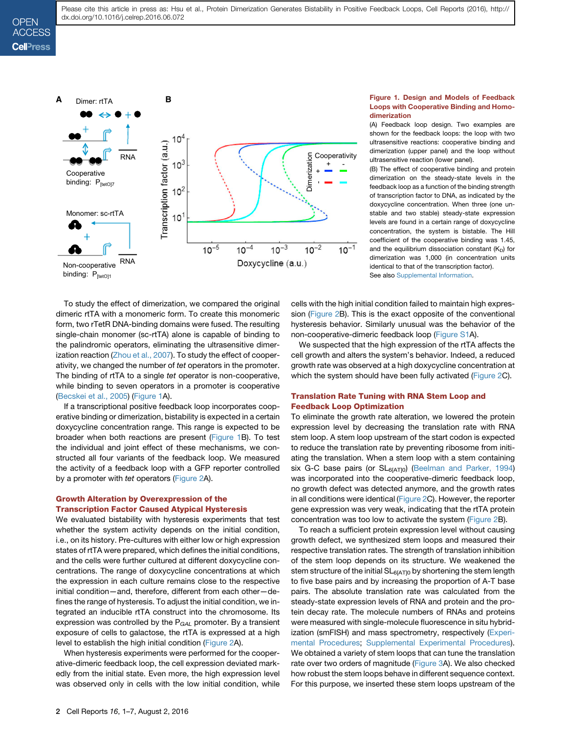**Figure 1. Design and Models of Feedback Loops with Cooperative Binding and Homodimerization**

(A) Feedback loop design. Two examples are shown for the feedback loops: the loop with two ultrasensitive reactions: cooperative binding and dimerization (upper panel) and the loop without ultrasensitive reaction (lower panel).

(B) The effect of cooperative binding and protein dimerization on the steady-state levels in the feedback loop as a function of the binding strength of transcription factor to DNA, as indicated by the doxycycline concentration. When three (one unstable and two stable) steady-state expression levels are found in a certain range of doxycycline concentration, the system is bistable. The Hill coefficient of the cooperative binding was 1.45, and the equilibrium dissociation constant ($K_D$) for dimerization was 1,000 (in concentration units identical to that of the transcription factor).

See also Supplemental Information.

To study the effect of dimerization, we compared the original dimeric rtTA with a monomeric form. To create this monomeric form, two rTetR DNA-binding domains were fused. The resulting single-chain monomer (sc-rtTA) alone is capable of binding to the palindromic operators, eliminating the ultrasensitive dimerization reaction (Zhou et al., 2007). To study the effect of cooperativity, we changed the number of *tet* operators in the promoter. The binding of rtTA to a single *tet* operator is non-cooperative, while binding to seven operators in a promoter is cooperative (Becskei et al., 2005) (Figure 1A).

If a transcriptional positive feedback loop incorporates cooperative binding or dimerization, bistability is expected in a certain doxycycline concentration range. This range is expected to be broader when both reactions are present (Figure 1B). To test the individual and joint effect of these mechanisms, we constructed all four variants of the feedback loop. We measured the activity of a feedback loop with a GFP reporter controlled by a promoter with *tet* operators (Figure 2A).

## Growth Alteration by Overexpression of the Transcription Factor Caused Atypical Hysteresis

We evaluated bistability with hysteresis experiments that test whether the system activity depends on the initial condition, i.e., on its history. Pre-cultures with either low or high expression states of rtTA were prepared, which defines the initial conditions, and the cells were further cultured at different doxycycline concentrations. The range of doxycycline concentrations at which the expression in each culture remains close to the respective initial condition—and, therefore, different from each other—defines the range of hysteresis. To adjust the initial condition, we integrated an inducible rtTA construct into the chromosome. Its expression was controlled by the $P_{GAL}$ promoter. By a transient exposure of cells to galactose, the rtTA is expressed at a high level to establish the high initial condition (Figure 2A).

When hysteresis experiments were performed for the cooperative-dimeric feedback loop, the cell expression deviated markedly from the initial state. Even more, the high expression level was observed only in cells with the low initial condition, while cells with the high initial condition failed to maintain high expression (Figure 2B). This is the exact opposite of the conventional hysteresis behavior. Similarly unusual was the behavior of the non-cooperative-dimeric feedback loop (Figure S1A).

We suspected that the high expression of the rtTA affects the cell growth and alters the system's behavior. Indeed, a reduced growth rate was observed at a high doxycycline concentration at which the system should have been fully activated (Figure 2C).

## Translation Rate Tuning with RNA Stem Loop and Feedback Loop Optimization

To eliminate the growth rate alteration, we lowered the protein expression level by decreasing the translation rate with RNA stem loop. A stem loop upstream of the start codon is expected to reduce the translation rate by preventing ribosome from initiating the translation. When a stem loop with a stem containing six G-C base pairs (or $SL_{6[AT]0}$) (Beelman and Parker, 1994) was incorporated into the cooperative-dimeric feedback loop, no growth defect was detected anymore, and the growth rates in all conditions were identical (Figure 2C). However, the reporter gene expression was very weak, indicating that the rtTA protein concentration was too low to activate the system (Figure 2B).

To reach a sufficient protein expression level without causing growth defect, we synthesized stem loops and measured their respective translation rates. The strength of translation inhibition of the stem loop depends on its structure. We weakened the stem structure of the initial $SL_{6[AT]0}$ by shortening the stem length to five base pairs and by increasing the proportion of A-T base pairs. The absolute translation rate was calculated from the steady-state expression levels of RNA and protein and the protein decay rate. The molecule numbers of RNAs and proteins were measured with single-molecule fluorescence in situ hybridization (smFISH) and mass spectrometry, respectively (Experimental Procedures; Supplemental Experimental Procedures). We obtained a variety of stem loops that can tune the translation rate over two orders of magnitude (Figure 3A). We also checked how robust the stem loops behave in different sequence context. For this purpose, we inserted these stem loops upstream of the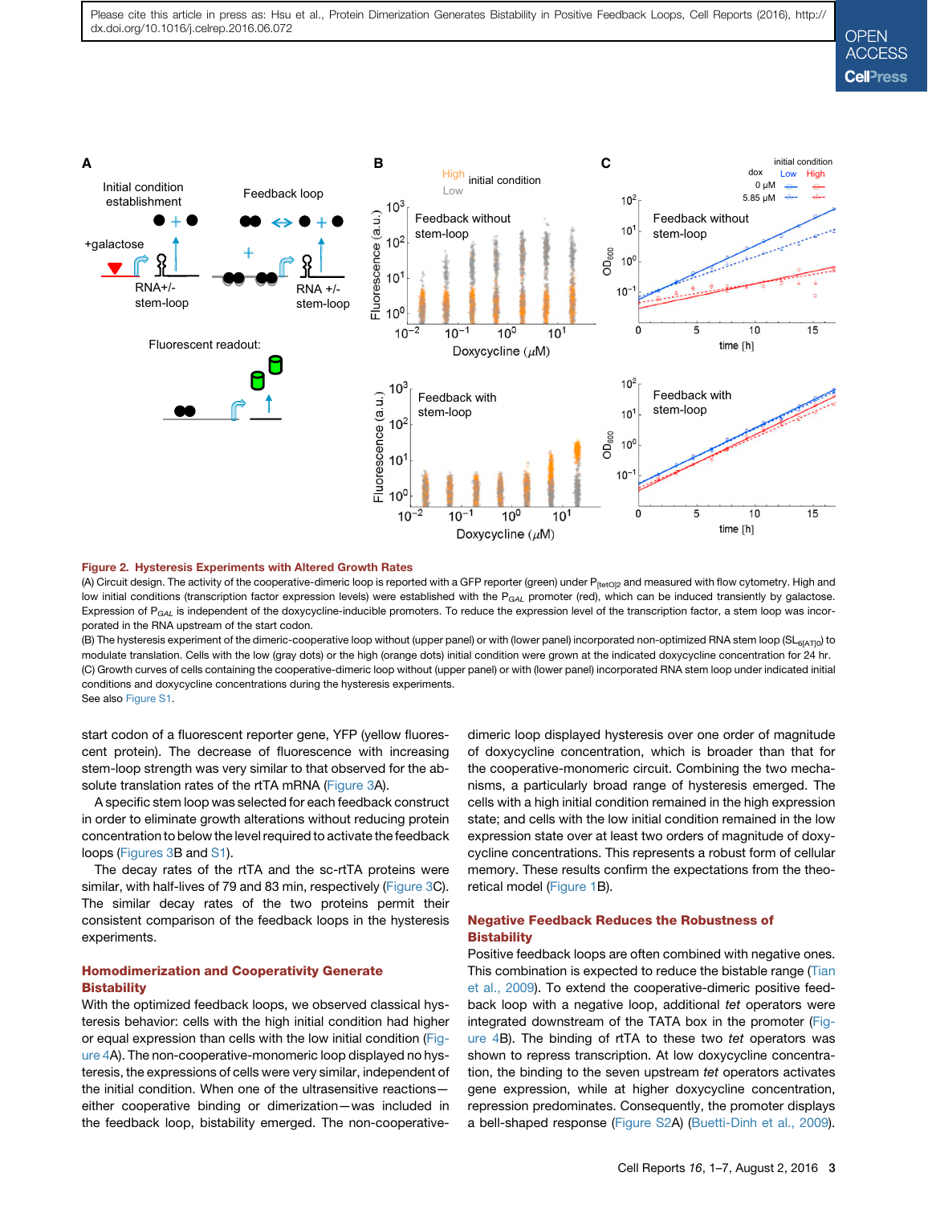**Figure 2. Hysteresis Experiments with Altered Growth Rates**

(A) Circuit design. The activity of the cooperative-dimeric loop is reported with a GFP reporter (green) under $P_{[tetO]2}$ and measured with flow cytometry. High and low initial conditions (transcription factor expression levels) were established with the $P_{GAL}$ promoter (red), which can be induced transiently by galactose. Expression of $P_{GAL}$ is independent of the doxycycline-inducible promoters. To reduce the expression level of the transcription factor, a stem loop was incorporated in the RNA upstream of the start codon.

(B) The hysteresis experiment of the dimeric-cooperative loop without (upper panel) or with (lower panel) incorporated non-optimized RNA stem loop ($SL_{6[AT]0}$) to modulate translation. Cells with the low (gray dots) or the high (orange dots) initial condition were grown at the indicated doxycycline concentration for 24 hr.

(C) Growth curves of cells containing the cooperative-dimeric loop without (upper panel) or with (lower panel) incorporated RNA stem loop under indicated initial conditions and doxycycline concentrations during the hysteresis experiments.

See also Figure S1.

start codon of a fluorescent reporter gene, YFP (yellow fluorescent protein). The decrease of fluorescence with increasing stem-loop strength was very similar to that observed for the absolute translation rates of the rtTA mRNA (Figure 3A).

A specific stem loop was selected for each feedback construct in order to eliminate growth alterations without reducing protein concentration to below the level required to activate the feedback loops (Figures 3B and S1).

The decay rates of the rtTA and the sc-rtTA proteins were similar, with half-lives of 79 and 83 min, respectively (Figure 3C). The similar decay rates of the two proteins permit their consistent comparison of the feedback loops in the hysteresis experiments.

## Homodimerization and Cooperativity Generate Bistability

With the optimized feedback loops, we observed classical hysteresis behavior: cells with the high initial condition had higher or equal expression than cells with the low initial condition (Figure 4A). The non-cooperative-monomeric loop displayed no hysteresis, the expressions of cells were very similar, independent of the initial condition. When one of the ultrasensitive reactions—either cooperative binding or dimerization—was included in the feedback loop, bistability emerged. The non-cooperative-dimeric loop displayed hysteresis over one order of magnitude of doxycycline concentration, which is broader than that for the cooperative-monomeric circuit. Combining the two mechanisms, a particularly broad range of hysteresis emerged. The cells with a high initial condition remained in the high expression state; and cells with the low initial condition remained in the low expression state over at least two orders of magnitude of doxycycline concentrations. This represents a robust form of cellular memory. These results confirm the expectations from the theoretical model (Figure 1B).

## Negative Feedback Reduces the Robustness of Bistability

Positive feedback loops are often combined with negative ones. This combination is expected to reduce the bistable range (Tian et al., 2009). To extend the cooperative-dimeric positive feedback loop with a negative loop, additional *tet* operators were integrated downstream of the TATA box in the promoter (Figure 4B). The binding of rtTA to these two *tet* operators was shown to repress transcription. At low doxycycline concentration, the binding to the seven upstream *tet* operators activates gene expression, while at higher doxycycline concentration, repression predominates. Consequently, the promoter displays a bell-shaped response (Figure S2A) (Buetti-Dinh et al., 2009).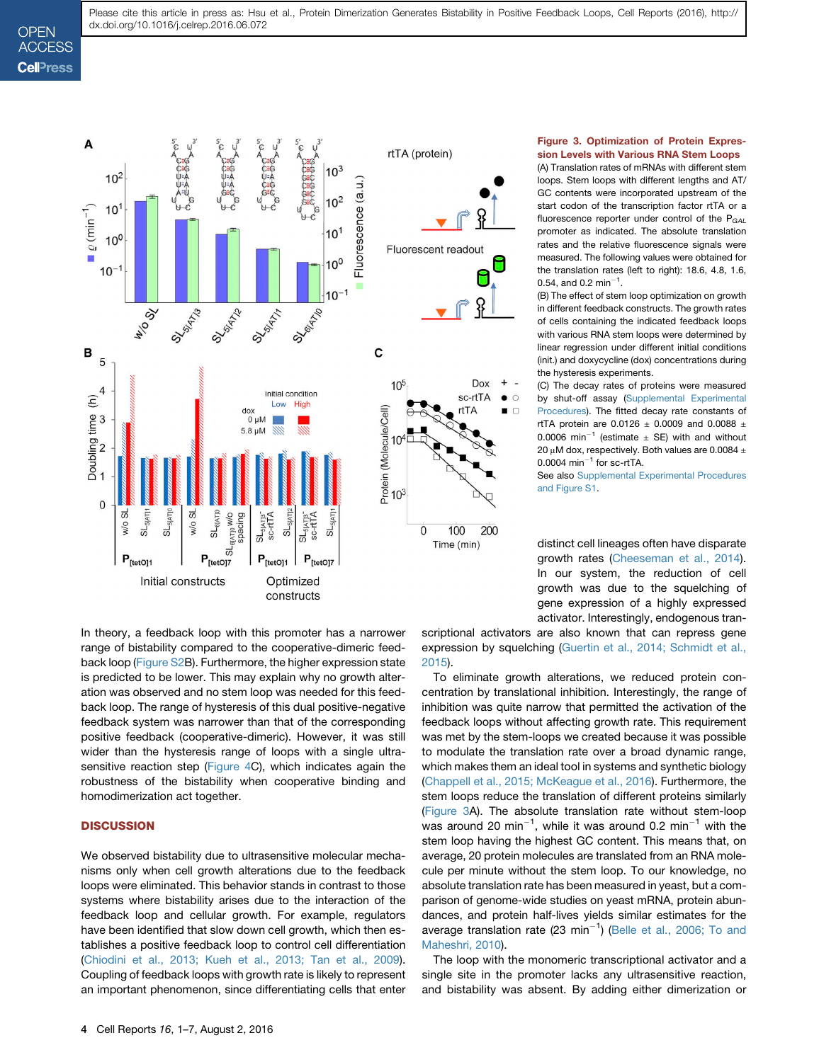**Figure 3. Optimization of Protein Expression Levels with Various RNA Stem Loops**

(A) Translation rates of mRNAs with different stem loops. Stem loops with different lengths and AT/GC contents were incorporated upstream of the start codon of the transcription factor rtTA or a fluorescence reporter under control of the $P_{GAL}$ promoter as indicated. The absolute translation rates and the relative fluorescence signals were measured. The following values were obtained for the translation rates (left to right): 18.6, 4.8, 1.6, 0.54, and 0.2 $min^{-1}$.

(B) The effect of stem loop optimization on growth in different feedback constructs. The growth rates of cells containing the indicated feedback loops with various RNA stem loops were determined by linear regression under different initial conditions (init.) and doxycycline (dox) concentrations during the hysteresis experiments.

(C) The decay rates of proteins were measured by shut-off assay (Supplemental Experimental Procedures). The fitted decay rate constants of rtTA protein are 0.0126 ± 0.0009 and 0.0088 ± 0.0006 $min^{-1}$ (estimate ± SE) with and without 20 μM dox, respectively. Both values are 0.0084 ± 0.0004 $min^{-1}$ for sc-rtTA.

See also Supplemental Experimental Procedures and Figure S1.

In theory, a feedback loop with this promoter has a narrower range of bistability compared to the cooperative-dimeric feedback loop (Figure S2B). Furthermore, the higher expression state is predicted to be lower. This may explain why no growth alteration was observed and no stem loop was needed for this feedback loop. The range of hysteresis of this dual positive-negative feedback system was narrower than that of the corresponding positive feedback (cooperative-dimeric). However, it was still wider than the hysteresis range of loops with a single ultrasensitive reaction step (Figure 4C), which indicates again the robustness of the bistability when cooperative binding and homodimerization act together.

## DISCUSSION

We observed bistability due to ultrasensitive molecular mechanisms only when cell growth alterations due to the feedback loops were eliminated. This behavior stands in contrast to those systems where bistability arises due to the interaction of the feedback loop and cellular growth. For example, regulators have been identified that slow down cell growth, which then establishes a positive feedback loop to control cell differentiation (Chiodini et al., 2013; Kueh et al., 2013; Tan et al., 2009). Coupling of feedback loops with growth rate is likely to represent an important phenomenon, since differentiating cells that enter distinct cell lineages often have disparate growth rates (Cheeseman et al., 2014). In our system, the reduction of cell growth was due to the squelching of gene expression of a highly expressed activator. Interestingly, endogenous transcriptional activators are also known that can repress gene expression by squelching (Guertin et al., 2014; Schmidt et al., 2015).

To eliminate growth alterations, we reduced protein concentration by translational inhibition. Interestingly, the range of inhibition was quite narrow that permitted the activation of the feedback loops without affecting growth rate. This requirement was met by the stem-loops we created because it was possible to modulate the translation rate over a broad dynamic range, which makes them an ideal tool in systems and synthetic biology (Chappell et al., 2015; McKeague et al., 2016). Furthermore, the stem loops reduce the translation of different proteins similarly (Figure 3A). The absolute translation rate without stem-loop was around 20 $min^{-1}$, while it was around 0.2 $min^{-1}$ with the stem loop having the highest GC content. This means that, on average, 20 protein molecules are translated from an RNA molecule per minute without the stem loop. To our knowledge, no absolute translation rate has been measured in yeast, but a comparison of genome-wide studies on yeast mRNA, protein abundances, and protein half-lives yields similar estimates for the average translation rate (23 $min^{-1}$) (Belle et al., 2006; To and Maheshri, 2010).

The loop with the monomeric transcriptional activator and a single site in the promoter lacks any ultrasensitive reaction, and bistability was absent. By adding either dimerization or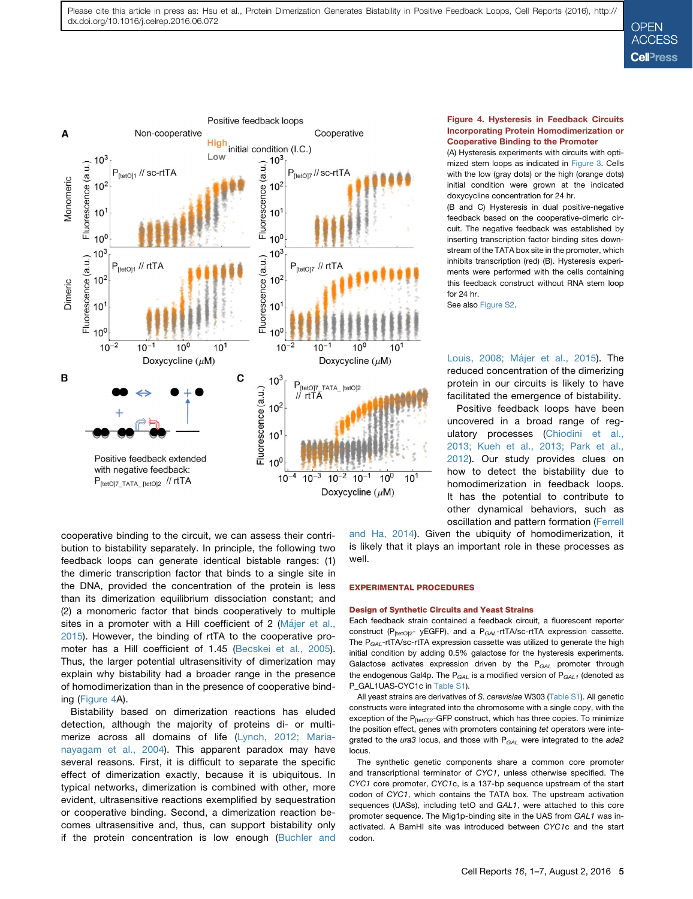**Figure 4. Hysteresis in Feedback Circuits Incorporating Protein Homodimerization or Cooperative Binding to the Promoter**

(A) Hysteresis experiments with circuits with optimized stem loops as indicated in Figure 3. Cells with the low (gray dots) or the high (orange dots) initial condition were grown at the indicated doxycycline concentration for 24 hr.

(B and C) Hysteresis in dual positive-negative feedback based on the cooperative-dimeric circuit. The negative feedback was established by inserting transcription factor binding sites downstream of the TATA box site in the promoter, which inhibits transcription (red) (B). Hysteresis experiments were performed with the cells containing this feedback construct without RNA stem loop for 24 hr.

See also Figure S2.

cooperative binding to the circuit, we can assess their contribution to bistability separately. In principle, the following two feedback loops can generate identical bistable ranges: (1) the dimeric transcription factor that binds to a single site in the DNA, provided the concentration of the protein is less than its dimerization equilibrium dissociation constant; and (2) a monomeric factor that binds cooperatively to multiple sites in a promoter with a Hill coefficient of 2 (Májer et al., 2015). However, the binding of rtTA to the cooperative promoter has a Hill coefficient of 1.45 (Becskei et al., 2005). Thus, the larger potential ultrasensitivity of dimerization may explain why bistability had a broader range in the presence of homodimerization than in the presence of cooperative binding (Figure 4A).

Bistability based on dimerization reactions has eluded detection, although the majority of proteins di- or multimerize across all domains of life (Lynch, 2012; Marianayagam et al., 2004). This apparent paradox may have several reasons. First, it is difficult to separate the specific effect of dimerization exactly, because it is ubiquitous. In typical networks, dimerization is combined with other, more evident, ultrasensitive reactions exemplified by sequestration or cooperative binding. Second, a dimerization reaction becomes ultrasensitive and, thus, can support bistability only if the protein concentration is low enough (Buchler and Louis, 2008; Májer et al., 2015). The reduced concentration of the dimerizing protein in our circuits is likely to have facilitated the emergence of bistability.

Positive feedback loops have been uncovered in a broad range of regulatory processes (Chiodini et al., 2013; Kueh et al., 2013; Park et al., 2012). Our study provides clues on how to detect the bistability due to homodimerization in feedback loops. It has the potential to contribute to other dynamical behaviors, such as oscillation and pattern formation (Ferrell and Ha, 2014). Given the ubiquity of homodimerization, it is likely that it plays an important role in these processes as well.

## EXPERIMENTAL PROCEDURES

### Design of Synthetic Circuits and Yeast Strains

Each feedback strain contained a feedback circuit, a fluorescent reporter construct ($P_{[tetO]2}$- yEGFP), and a $P_{GAL}$-rtTA/sc-rtTA expression cassette. The $P_{GAL}$-rtTA/sc-rtTA expression cassette was utilized to generate the high initial condition by adding 0.5% galactose for the hysteresis experiments. Galactose activates expression driven by the $P_{GAL}$ promoter through the endogenous Gal4p. The $P_{GAL}$ is a modified version of $P_{GAL1}$ (denoted as P_GAL1UAS-CYC1c in Table S1).

All yeast strains are derivatives of *S. cerevisiae* W303 (Table S1). All genetic constructs were integrated into the chromosome with a single copy, with the exception of the $P_{[tetO]2}$-GFP construct, which has three copies. To minimize the position effect, genes with promoters containing *tet* operators were integrated to the *ura3* locus, and those with $P_{GAL}$ were integrated to the *ade2* locus.

The synthetic genetic components share a common core promoter and transcriptional terminator of *CYC1*, unless otherwise specified. The *CYC1* core promoter, *CYC1c*, is a 137-bp sequence upstream of the start codon of *CYC1*, which contains the TATA box. The upstream activation sequences (UASs), including tetO and *GAL1*, were attached to this core promoter sequence. The Mig1p-binding site in the UAS from *GAL1* was inactivated. A BamHI site was introduced between *CYC1c* and the start codon.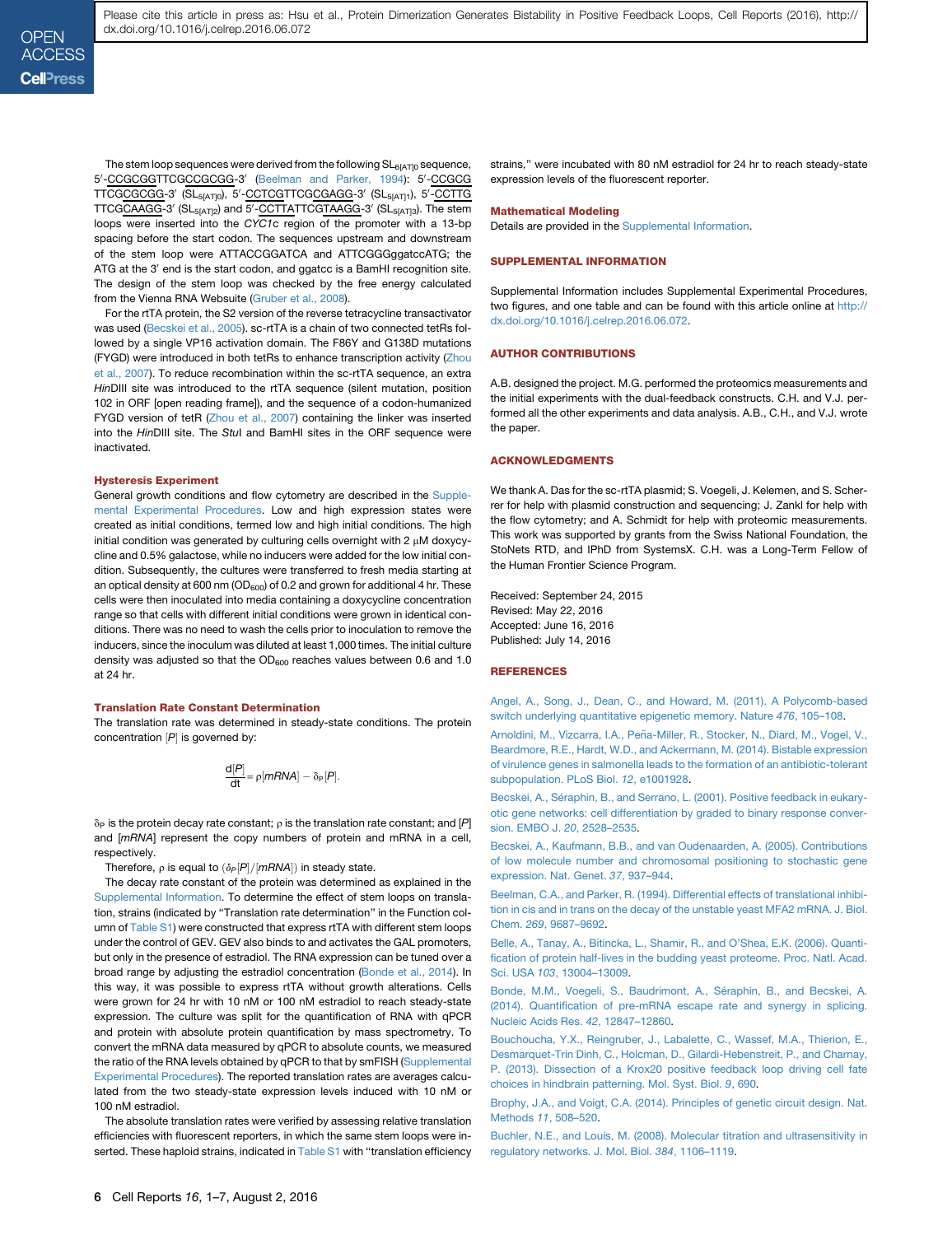The stem loop sequences were derived from the following $SL_{6[AT]0}$ sequence, 5′-CCGCGGTTCGCCGCGG-3′ (Beelman and Parker, 1994): 5′-CCGCGTTCGCGCGG-3′ ($SL_{5[AT]0}$), 5′-CCTCGTTCGCGAGG-3′ ($SL_{5[AT]1}$), 5′-CCTTGTTCGCAAGG-3′ ($SL_{5[AT]2}$) and 5′-CCTTATTCGTAAGG-3′ ($SL_{5[AT]3}$). The stem loops were inserted into the *CYC1*c region of the promoter with a 13-bp spacing before the start codon. The sequences upstream and downstream of the stem loop were ATTACCGGATCA and ATTCGGGggatccATG; the ATG at the 3′ end is the start codon, and ggatcc is a BamHI recognition site. The design of the stem loop was checked by the free energy calculated from the Vienna RNA Websuite (Gruber et al., 2008).

For the rtTA protein, the S2 version of the reverse tetracycline transactivator was used (Becskei et al., 2005). sc-rtTA is a chain of two connected tetRs followed by a single VP16 activation domain. The F86Y and G138D mutations (FYGD) were introduced in both tetRs to enhance transcription activity (Zhou et al., 2007). To reduce recombination within the sc-rtTA sequence, an extra *Hin*DIII site was introduced to the rtTA sequence (silent mutation, position 102 in ORF [open reading frame]), and the sequence of a codon-humanized FYGD version of tetR (Zhou et al., 2007) containing the linker was inserted into the *Hin*DIII site. The *Stu*I and BamHI sites in the ORF sequence were inactivated.

### Hysteresis Experiment

General growth conditions and flow cytometry are described in the Supplemental Experimental Procedures. Low and high expression states were created as initial conditions, termed low and high initial conditions. The high initial condition was generated by culturing cells overnight with 2 μM doxycycline and 0.5% galactose, while no inducers were added for the low initial condition. Subsequently, the cultures were transferred to fresh media starting at an optical density at 600 nm ($OD_{600}$) of 0.2 and grown for additional 4 hr. These cells were then inoculated into media containing a doxycycline concentration range so that cells with different initial conditions were grown in identical conditions. There was no need to wash the cells prior to inoculation to remove the inducers, since the inoculum was diluted at least 1,000 times. The initial culture density was adjusted so that the $OD_{600}$ reaches values between 0.6 and 1.0 at 24 hr.

### Translation Rate Constant Determination

The translation rate was determined in steady-state conditions. The protein concentration $[P]$ is governed by:

$$\frac{d[P]}{dt} = \rho[mRNA] - \delta_P[P].$$

$\delta_P$ is the protein decay rate constant; $\rho$ is the translation rate constant; and $[P]$ and $[mRNA]$ represent the copy numbers of protein and mRNA in a cell, respectively.

Therefore, $\rho$ is equal to $(\delta_P[P]/[mRNA])$ in steady state.

The decay rate constant of the protein was determined as explained in the Supplemental Information. To determine the effect of stem loops on translation, strains (indicated by "Translation rate determination" in the Function column of Table S1) were constructed that express rtTA with different stem loops under the control of GEV. GEV also binds to and activates the GAL promoters, but only in the presence of estradiol. The RNA expression can be tuned over a broad range by adjusting the estradiol concentration (Bonde et al., 2014). In this way, it was possible to express rtTA without growth alterations. Cells were grown for 24 hr with 10 nM or 100 nM estradiol to reach steady-state expression. The culture was split for the quantification of RNA with qPCR and protein with absolute protein quantification by mass spectrometry. To convert the mRNA data measured by qPCR to absolute counts, we measured the ratio of the RNA levels obtained by qPCR to that by smFISH (Supplemental Experimental Procedures). The reported translation rates are averages calculated from the two steady-state expression levels induced with 10 nM or 100 nM estradiol.

The absolute translation rates were verified by assessing relative translation efficiencies with fluorescent reporters, in which the same stem loops were inserted. These haploid strains, indicated in Table S1 with "translation efficiency strains," were incubated with 80 nM estradiol for 24 hr to reach steady-state expression levels of the fluorescent reporter.

### Mathematical Modeling

Details are provided in the Supplemental Information.

## SUPPLEMENTAL INFORMATION

Supplemental Information includes Supplemental Experimental Procedures, two figures, and one table and can be found with this article online at http://dx.doi.org/10.1016/j.celrep.2016.06.072.

## AUTHOR CONTRIBUTIONS

A.B. designed the project. M.G. performed the proteomics measurements and the initial experiments with the dual-feedback constructs. C.H. and V.J. performed all the other experiments and data analysis. A.B., C.H., and V.J. wrote the paper.

## ACKNOWLEDGMENTS

We thank A. Das for the sc-rtTA plasmid; S. Voegeli, J. Kelemen, and S. Scherrer for help with plasmid construction and sequencing; J. Zankl for help with the flow cytometry; and A. Schmidt for help with proteomic measurements. This work was supported by grants from the Swiss National Foundation, the StoNets RTD, and IPhD from SystemsX. C.H. was a Long-Term Fellow of the Human Frontier Science Program.

Received: September 24, 2015
Revised: May 22, 2016
Accepted: June 16, 2016
Published: July 14, 2016

## REFERENCES

Angel, A., Song, J., Dean, C., and Howard, M. (2011). A Polycomb-based switch underlying quantitative epigenetic memory. Nature *476*, 105–108.

Arnoldini, M., Vizcarra, I.A., Peña-Miller, R., Stocker, N., Diard, M., Vogel, V., Beardmore, R.E., Hardt, W.D., and Ackermann, M. (2014). Bistable expression of virulence genes in salmonella leads to the formation of an antibiotic-tolerant subpopulation. PLoS Biol. *12*, e1001928.

Becskei, A., Séraphin, B., and Serrano, L. (2001). Positive feedback in eukaryotic gene networks: cell differentiation by graded to binary response conversion. EMBO J. *20*, 2528–2535.

Becskei, A., Kaufmann, B.B., and van Oudenaarden, A. (2005). Contributions of low molecule number and chromosomal positioning to stochastic gene expression. Nat. Genet. *37*, 937–944.

Beelman, C.A., and Parker, R. (1994). Differential effects of translational inhibition in cis and in trans on the decay of the unstable yeast MFA2 mRNA. J. Biol. Chem. *269*, 9687–9692.

Belle, A., Tanay, A., Bitincka, L., Shamir, R., and O'Shea, E.K. (2006). Quantification of protein half-lives in the budding yeast proteome. Proc. Natl. Acad. Sci. USA *103*, 13004–13009.

Bonde, M.M., Voegeli, S., Baudrimont, A., Séraphin, B., and Becskei, A. (2014). Quantification of pre-mRNA escape rate and synergy in splicing. Nucleic Acids Res. *42*, 12847–12860.

Bouchoucha, Y.X., Reingruber, J., Labalette, C., Wassef, M.A., Thierion, E., Desmarquet-Trin Dinh, C., Holcman, D., Gilardi-Hebenstreit, P., and Charnay, P. (2013). Dissection of a Krox20 positive feedback loop driving cell fate choices in hindbrain patterning. Mol. Syst. Biol. *9*, 690.

Brophy, J.A., and Voigt, C.A. (2014). Principles of genetic circuit design. Nat. Methods *11*, 508–520.

Buchler, N.E., and Louis, M. (2008). Molecular titration and ultrasensitivity in regulatory networks. J. Mol. Biol. *384*, 1106–1119.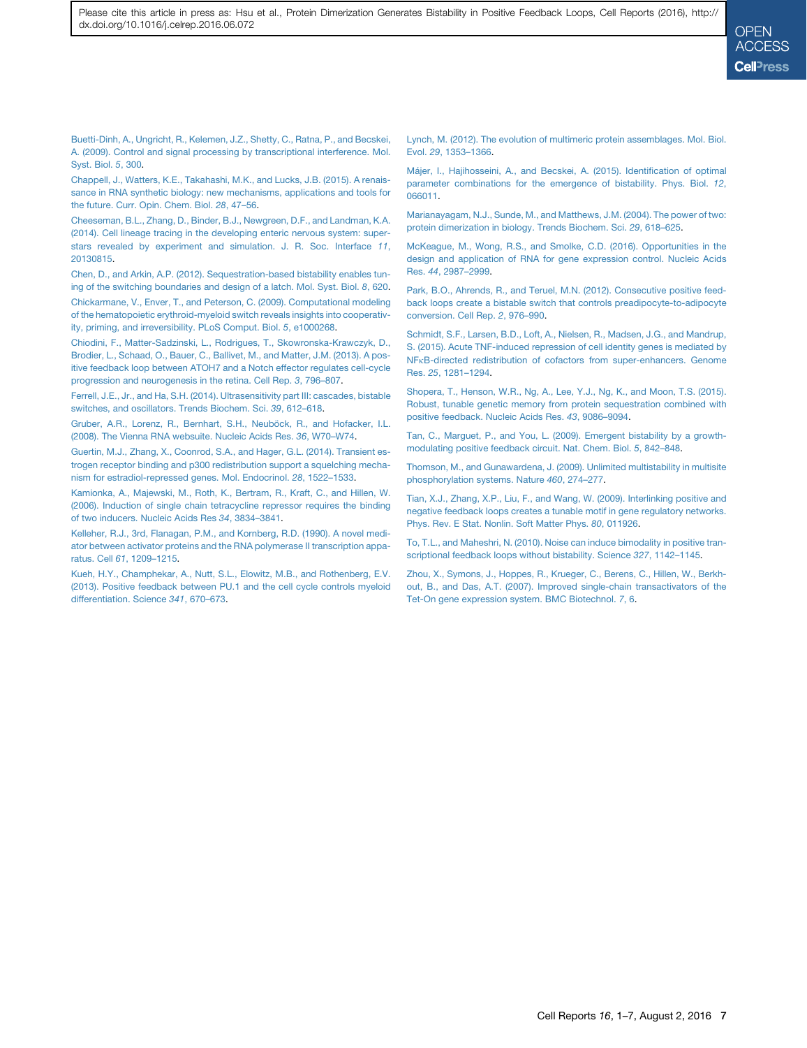Buetti-Dinh, A., Ungricht, R., Kelemen, J.Z., Shetty, C., Ratna, P., and Becskei, A. (2009). Control and signal processing by transcriptional interference. Mol. Syst. Biol. *5*, 300.

Chappell, J., Watters, K.E., Takahashi, M.K., and Lucks, J.B. (2015). A renaissance in RNA synthetic biology: new mechanisms, applications and tools for the future. Curr. Opin. Chem. Biol. *28*, 47–56.

Cheeseman, B.L., Zhang, D., Binder, B.J., Newgreen, D.F., and Landman, K.A. (2014). Cell lineage tracing in the developing enteric nervous system: superstars revealed by experiment and simulation. J. R. Soc. Interface *11*, 20130815.

Chen, D., and Arkin, A.P. (2012). Sequestration-based bistability enables tuning of the switching boundaries and design of a latch. Mol. Syst. Biol. *8*, 620.

Chickarmane, V., Enver, T., and Peterson, C. (2009). Computational modeling of the hematopoietic erythroid-myeloid switch reveals insights into cooperativity, priming, and irreversibility. PLoS Comput. Biol. *5*, e1000268.

Chiodini, F., Matter-Sadzinski, L., Rodrigues, T., Skowronska-Krawczyk, D., Brodier, L., Schaad, O., Bauer, C., Ballivet, M., and Matter, J.M. (2013). A positive feedback loop between ATOH7 and a Notch effector regulates cell-cycle progression and neurogenesis in the retina. Cell Rep. *3*, 796–807.

Ferrell, J.E., Jr., and Ha, S.H. (2014). Ultrasensitivity part III: cascades, bistable switches, and oscillators. Trends Biochem. Sci. *39*, 612–618.

Gruber, A.R., Lorenz, R., Bernhart, S.H., Neuböck, R., and Hofacker, I.L. (2008). The Vienna RNA websuite. Nucleic Acids Res. *36*, W70–W74.

Guertin, M.J., Zhang, X., Coonrod, S.A., and Hager, G.L. (2014). Transient estrogen receptor binding and p300 redistribution support a squelching mechanism for estradiol-repressed genes. Mol. Endocrinol. *28*, 1522–1533.

Kamionka, A., Majewski, M., Roth, K., Bertram, R., Kraft, C., and Hillen, W. (2006). Induction of single chain tetracycline repressor requires the binding of two inducers. Nucleic Acids Res *34*, 3834–3841.

Kelleher, R.J., 3rd, Flanagan, P.M., and Kornberg, R.D. (1990). A novel mediator between activator proteins and the RNA polymerase II transcription apparatus. Cell *61*, 1209–1215.

Kueh, H.Y., Champhekar, A., Nutt, S.L., Elowitz, M.B., and Rothenberg, E.V. (2013). Positive feedback between PU.1 and the cell cycle controls myeloid differentiation. Science *341*, 670–673.

Lynch, M. (2012). The evolution of multimeric protein assemblages. Mol. Biol. Evol. *29*, 1353–1366.

Májer, I., Hajihosseini, A., and Becskei, A. (2015). Identification of optimal parameter combinations for the emergence of bistability. Phys. Biol. *12*, 066011.

Marianayagam, N.J., Sunde, M., and Matthews, J.M. (2004). The power of two: protein dimerization in biology. Trends Biochem. Sci. *29*, 618–625.

McKeague, M., Wong, R.S., and Smolke, C.D. (2016). Opportunities in the design and application of RNA for gene expression control. Nucleic Acids Res. *44*, 2987–2999.

Park, B.O., Ahrends, R., and Teruel, M.N. (2012). Consecutive positive feedback loops create a bistable switch that controls preadipocyte-to-adipocyte conversion. Cell Rep. *2*, 976–990.

Schmidt, S.F., Larsen, B.D., Loft, A., Nielsen, R., Madsen, J.G., and Mandrup, S. (2015). Acute TNF-induced repression of cell identity genes is mediated by NFκB-directed redistribution of cofactors from super-enhancers. Genome Res. *25*, 1281–1294.

Shopera, T., Henson, W.R., Ng, A., Lee, Y.J., Ng, K., and Moon, T.S. (2015). Robust, tunable genetic memory from protein sequestration combined with positive feedback. Nucleic Acids Res. *43*, 9086–9094.

Tan, C., Marguet, P., and You, L. (2009). Emergent bistability by a growth-modulating positive feedback circuit. Nat. Chem. Biol. *5*, 842–848.

Thomson, M., and Gunawardena, J. (2009). Unlimited multistability in multisite phosphorylation systems. Nature *460*, 274–277.

Tian, X.J., Zhang, X.P., Liu, F., and Wang, W. (2009). Interlinking positive and negative feedback loops creates a tunable motif in gene regulatory networks. Phys. Rev. E Stat. Nonlin. Soft Matter Phys. *80*, 011926.

To, T.L., and Maheshri, N. (2010). Noise can induce bimodality in positive transcriptional feedback loops without bistability. Science *327*, 1142–1145.

Zhou, X., Symons, J., Hoppes, R., Krueger, C., Berens, C., Hillen, W., Berkhout, B., and Das, A.T. (2007). Improved single-chain transactivators of the Tet-On gene expression system. BMC Biotechnol. *7*, 6.